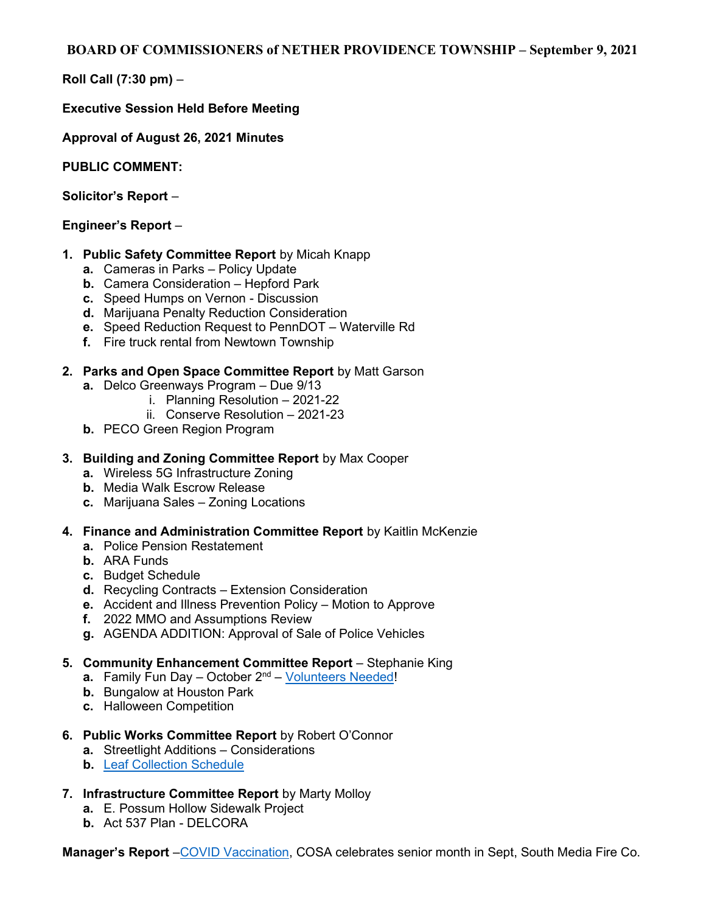# BOARD OF COMMISSIONERS of NETHER PROVIDENCE TOWNSHIP – September 9, 2021

**Roll Call (7:30 pm)** –

**Executive Session Held Before Meeting**

**Approval of August 26, 2021 Minutes**

**PUBLIC COMMENT:**

**Solicitor's Report** –

**Engineer's Report** –

1. **Public Safety Committee Report** by Micah Knapp
   - **a.** Cameras in Parks – Policy Update
   - **b.** Camera Consideration – Hepford Park
   - **c.** Speed Humps on Vernon - Discussion
   - **d.** Marijuana Penalty Reduction Consideration
   - **e.** Speed Reduction Request to PennDOT – Waterville Rd
   - **f.** Fire truck rental from Newtown Township

2. **Parks and Open Space Committee Report** by Matt Garson
   - **a.** Delco Greenways Program – Due 9/13
     - i. Planning Resolution – 2021-22
     - ii. Conserve Resolution – 2021-23
   - **b.** PECO Green Region Program

3. **Building and Zoning Committee Report** by Max Cooper
   - **a.** Wireless 5G Infrastructure Zoning
   - **b.** Media Walk Escrow Release
   - **c.** Marijuana Sales – Zoning Locations

4. **Finance and Administration Committee Report** by Kaitlin McKenzie
   - **a.** Police Pension Restatement
   - **b.** ARA Funds
   - **c.** Budget Schedule
   - **d.** Recycling Contracts – Extension Consideration
   - **e.** Accident and Illness Prevention Policy – Motion to Approve
   - **f.** 2022 MMO and Assumptions Review
   - **g.** AGENDA ADDITION: Approval of Sale of Police Vehicles

5. **Community Enhancement Committee Report** – Stephanie King
   - **a.** Family Fun Day – October 2nd – Volunteers Needed!
   - **b.** Bungalow at Houston Park
   - **c.** Halloween Competition

6. **Public Works Committee Report** by Robert O'Connor
   - **a.** Streetlight Additions – Considerations
   - **b.** Leaf Collection Schedule

7. **Infrastructure Committee Report** by Marty Molloy
   - **a.** E. Possum Hollow Sidewalk Project
   - **b.** Act 537 Plan - DELCORA

**Manager's Report** –COVID Vaccination, COSA celebrates senior month in Sept, South Media Fire Co.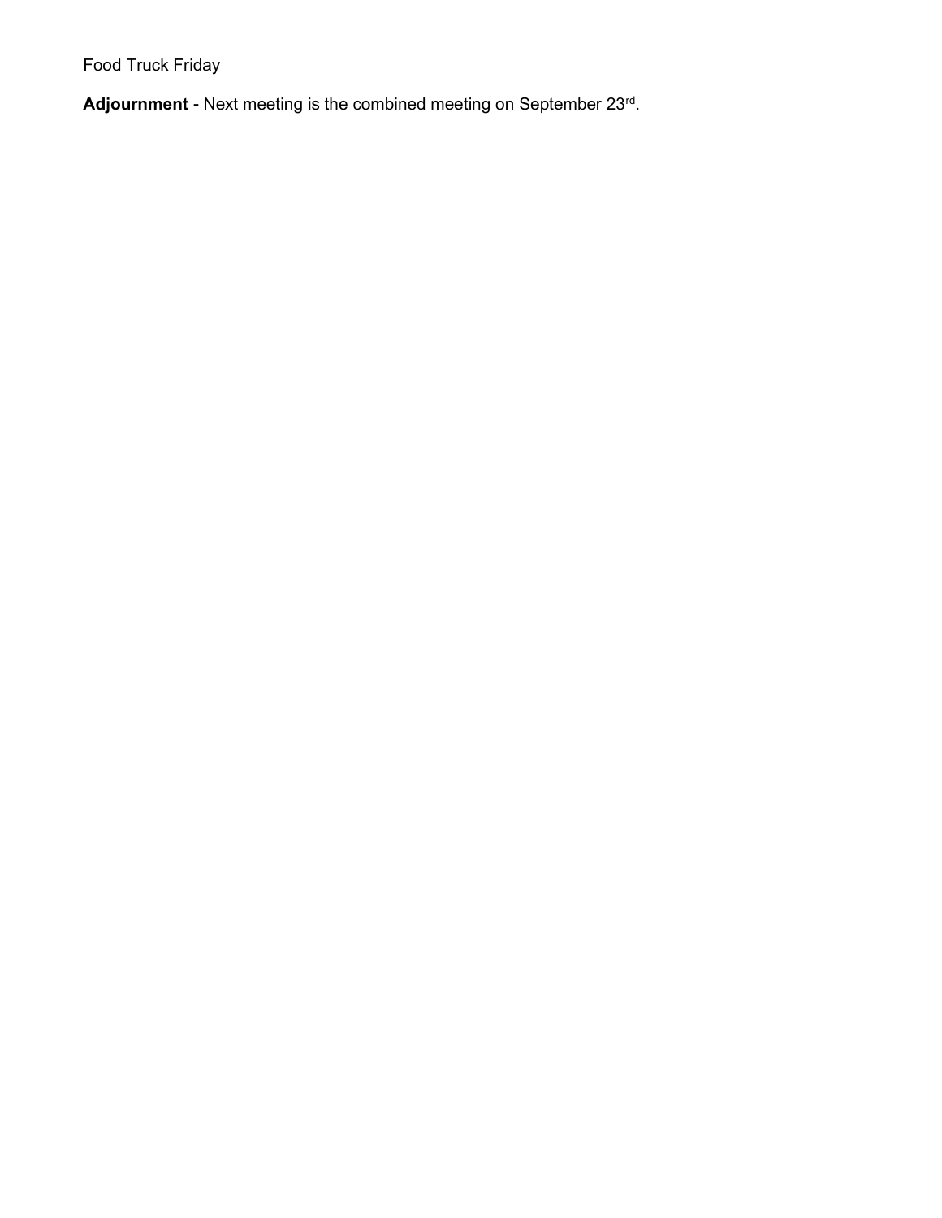Food Truck Friday

**Adjournment -** Next meeting is the combined meeting on September 23rd.